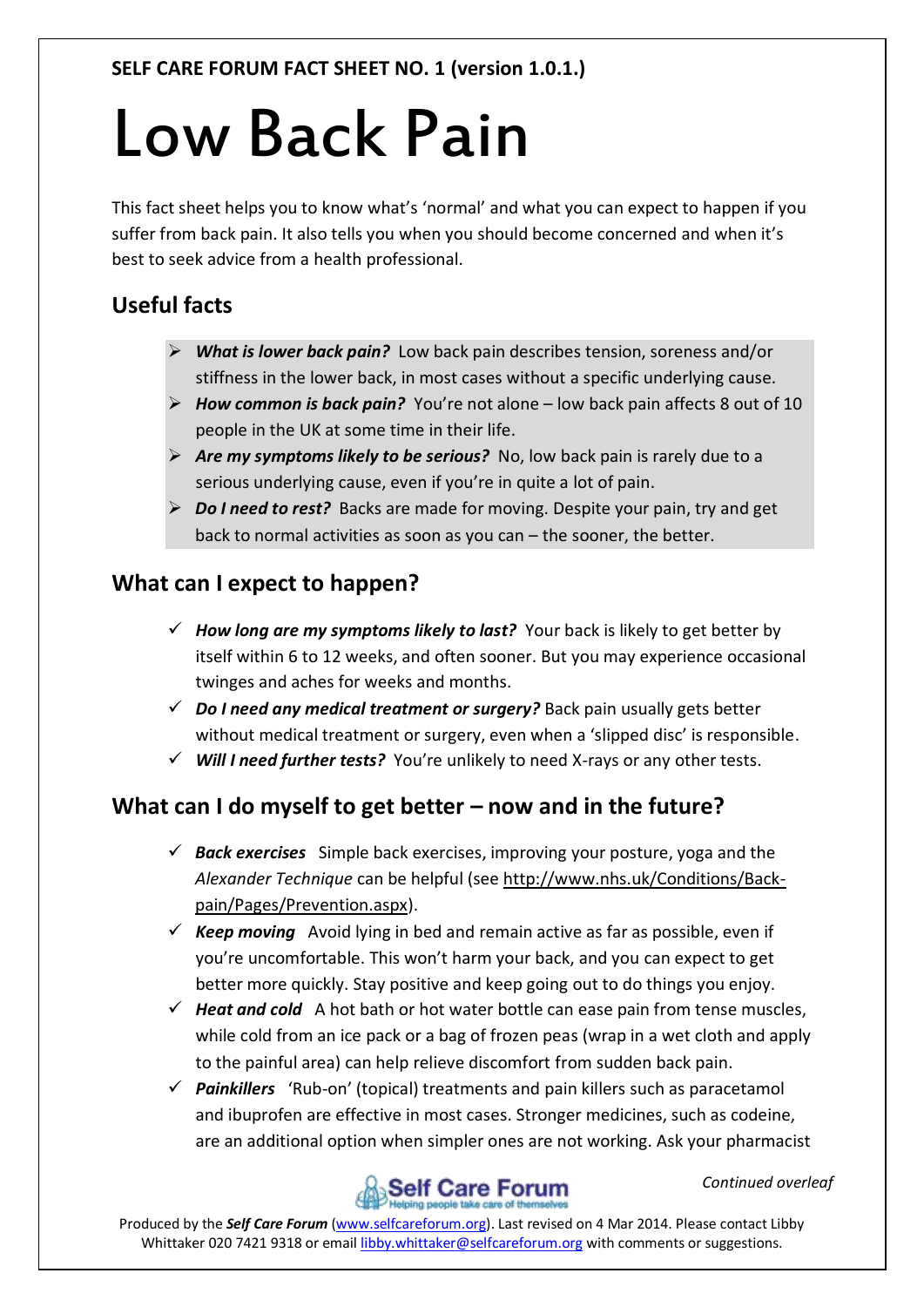**SELF CARE FORUM FACT SHEET NO. 1 (version 1.0.1.)**

# Low Back Pain

This fact sheet helps you to know what's 'normal' and what you can expect to happen if you suffer from back pain. It also tells you when you should become concerned and when it's best to seek advice from a health professional.

## Useful facts

- ***What is lower back pain?*** Low back pain describes tension, soreness and/or stiffness in the lower back, in most cases without a specific underlying cause.
- ***How common is back pain?*** You're not alone – low back pain affects 8 out of 10 people in the UK at some time in their life.
- ***Are my symptoms likely to be serious?*** No, low back pain is rarely due to a serious underlying cause, even if you're in quite a lot of pain.
- ***Do I need to rest?*** Backs are made for moving. Despite your pain, try and get back to normal activities as soon as you can – the sooner, the better.

## What can I expect to happen?

- ✓ ***How long are my symptoms likely to last?*** Your back is likely to get better by itself within 6 to 12 weeks, and often sooner. But you may experience occasional twinges and aches for weeks and months.
- ✓ ***Do I need any medical treatment or surgery?*** Back pain usually gets better without medical treatment or surgery, even when a 'slipped disc' is responsible.
- ✓ ***Will I need further tests?*** You're unlikely to need X-rays or any other tests.

## What can I do myself to get better – now and in the future?

- ✓ ***Back exercises*** Simple back exercises, improving your posture, yoga and the *Alexander Technique* can be helpful (see http://www.nhs.uk/Conditions/Back-pain/Pages/Prevention.aspx).
- ✓ ***Keep moving*** Avoid lying in bed and remain active as far as possible, even if you're uncomfortable. This won't harm your back, and you can expect to get better more quickly. Stay positive and keep going out to do things you enjoy.
- ✓ ***Heat and cold*** A hot bath or hot water bottle can ease pain from tense muscles, while cold from an ice pack or a bag of frozen peas (wrap in a wet cloth and apply to the painful area) can help relieve discomfort from sudden back pain.
- ✓ ***Painkillers*** 'Rub-on' (topical) treatments and pain killers such as paracetamol and ibuprofen are effective in most cases. Stronger medicines, such as codeine, are an additional option when simpler ones are not working. Ask your pharmacist

*Continued overleaf*

Produced by the ***Self Care Forum*** (www.selfcareforum.org). Last revised on 4 Mar 2014. Please contact Libby Whittaker 020 7421 9318 or email libby.whittaker@selfcareforum.org with comments or suggestions.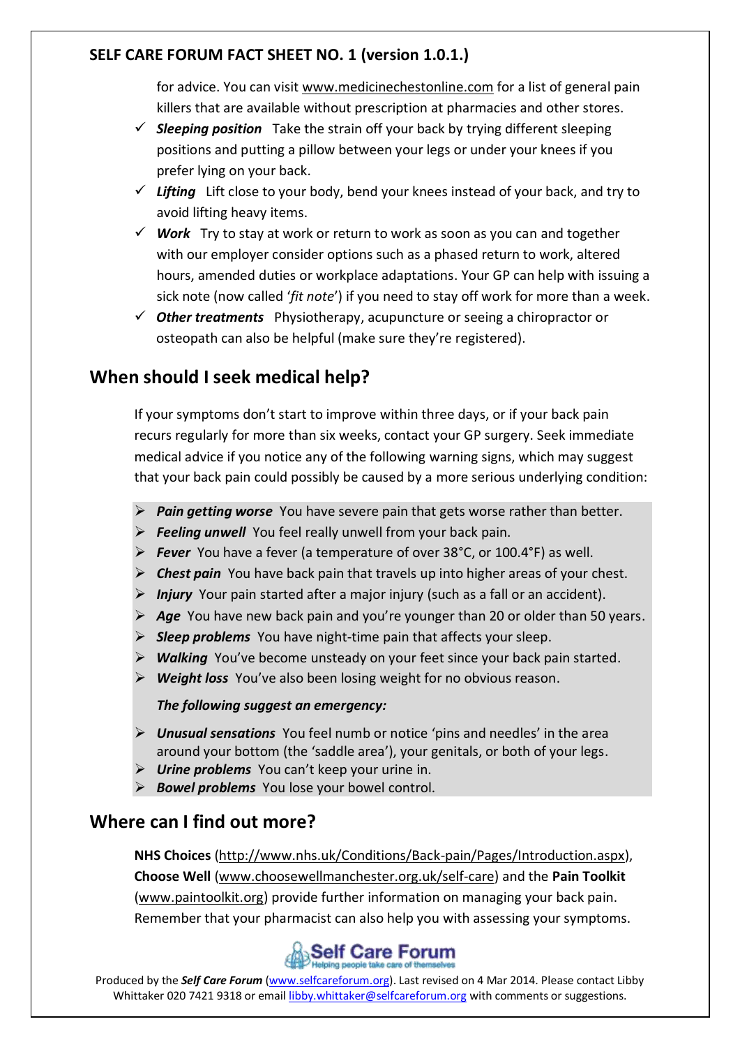for advice. You can visit www.medicinechestonline.com for a list of general pain killers that are available without prescription at pharmacies and other stores.

- ✓ ***Sleeping position*** Take the strain off your back by trying different sleeping positions and putting a pillow between your legs or under your knees if you prefer lying on your back.
- ✓ ***Lifting*** Lift close to your body, bend your knees instead of your back, and try to avoid lifting heavy items.
- ✓ ***Work*** Try to stay at work or return to work as soon as you can and together with our employer consider options such as a phased return to work, altered hours, amended duties or workplace adaptations. Your GP can help with issuing a sick note (now called '*fit note*') if you need to stay off work for more than a week.
- ✓ ***Other treatments*** Physiotherapy, acupuncture or seeing a chiropractor or osteopath can also be helpful (make sure they're registered).

## When should I seek medical help?

If your symptoms don't start to improve within three days, or if your back pain recurs regularly for more than six weeks, contact your GP surgery. Seek immediate medical advice if you notice any of the following warning signs, which may suggest that your back pain could possibly be caused by a more serious underlying condition:

- ***Pain getting worse*** You have severe pain that gets worse rather than better.
- ***Feeling unwell*** You feel really unwell from your back pain.
- ***Fever*** You have a fever (a temperature of over 38°C, or 100.4°F) as well.
- ***Chest pain*** You have back pain that travels up into higher areas of your chest.
- ***Injury*** Your pain started after a major injury (such as a fall or an accident).
- ***Age*** You have new back pain and you're younger than 20 or older than 50 years.
- ***Sleep problems*** You have night-time pain that affects your sleep.
- ***Walking*** You've become unsteady on your feet since your back pain started.
- ***Weight loss*** You've also been losing weight for no obvious reason.

***The following suggest an emergency:***

- ***Unusual sensations*** You feel numb or notice 'pins and needles' in the area around your bottom (the 'saddle area'), your genitals, or both of your legs.
- ***Urine problems*** You can't keep your urine in.
- ***Bowel problems*** You lose your bowel control.

## Where can I find out more?

**NHS Choices** (http://www.nhs.uk/Conditions/Back-pain/Pages/Introduction.aspx), **Choose Well** (www.choosewellmanchester.org.uk/self-care) and the **Pain Toolkit** (www.paintoolkit.org) provide further information on managing your back pain. Remember that your pharmacist can also help you with assessing your symptoms.

Self Care Forum
Helping people take care of themselves

Produced by the ***Self Care Forum*** (www.selfcareforum.org). Last revised on 4 Mar 2014. Please contact Libby Whittaker 020 7421 9318 or email libby.whittaker@selfcareforum.org with comments or suggestions.